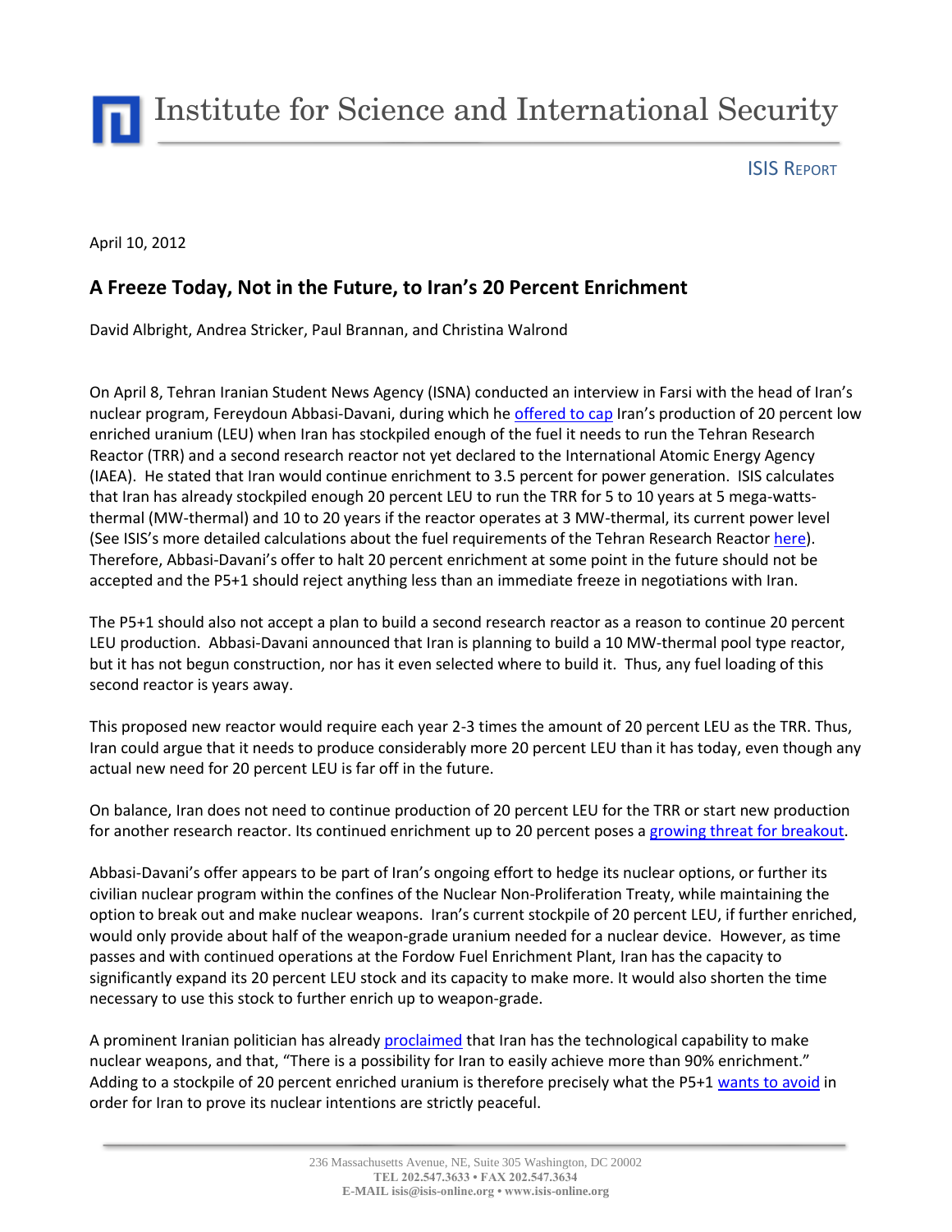# Institute for Science and International Security

ISIS REPORT

April 10, 2012

## A Freeze Today, Not in the Future, to Iran's 20 Percent Enrichment

David Albright, Andrea Stricker, Paul Brannan, and Christina Walrond

On April 8, Tehran Iranian Student News Agency (ISNA) conducted an interview in Farsi with the head of Iran's nuclear program, Fereydoun Abbasi-Davani, during which he offered to cap Iran's production of 20 percent low enriched uranium (LEU) when Iran has stockpiled enough of the fuel it needs to run the Tehran Research Reactor (TRR) and a second research reactor not yet declared to the International Atomic Energy Agency (IAEA). He stated that Iran would continue enrichment to 3.5 percent for power generation. ISIS calculates that Iran has already stockpiled enough 20 percent LEU to run the TRR for 5 to 10 years at 5 mega-watts-thermal (MW-thermal) and 10 to 20 years if the reactor operates at 3 MW-thermal, its current power level (See ISIS's more detailed calculations about the fuel requirements of the Tehran Research Reactor here). Therefore, Abbasi-Davani's offer to halt 20 percent enrichment at some point in the future should not be accepted and the P5+1 should reject anything less than an immediate freeze in negotiations with Iran.

The P5+1 should also not accept a plan to build a second research reactor as a reason to continue 20 percent LEU production. Abbasi-Davani announced that Iran is planning to build a 10 MW-thermal pool type reactor, but it has not begun construction, nor has it even selected where to build it. Thus, any fuel loading of this second reactor is years away.

This proposed new reactor would require each year 2-3 times the amount of 20 percent LEU as the TRR. Thus, Iran could argue that it needs to produce considerably more 20 percent LEU than it has today, even though any actual new need for 20 percent LEU is far off in the future.

On balance, Iran does not need to continue production of 20 percent LEU for the TRR or start new production for another research reactor. Its continued enrichment up to 20 percent poses a growing threat for breakout.

Abbasi-Davani's offer appears to be part of Iran's ongoing effort to hedge its nuclear options, or further its civilian nuclear program within the confines of the Nuclear Non-Proliferation Treaty, while maintaining the option to break out and make nuclear weapons. Iran's current stockpile of 20 percent LEU, if further enriched, would only provide about half of the weapon-grade uranium needed for a nuclear device. However, as time passes and with continued operations at the Fordow Fuel Enrichment Plant, Iran has the capacity to significantly expand its 20 percent LEU stock and its capacity to make more. It would also shorten the time necessary to use this stock to further enrich up to weapon-grade.

A prominent Iranian politician has already proclaimed that Iran has the technological capability to make nuclear weapons, and that, "There is a possibility for Iran to easily achieve more than 90% enrichment." Adding to a stockpile of 20 percent enriched uranium is therefore precisely what the P5+1 wants to avoid in order for Iran to prove its nuclear intentions are strictly peaceful.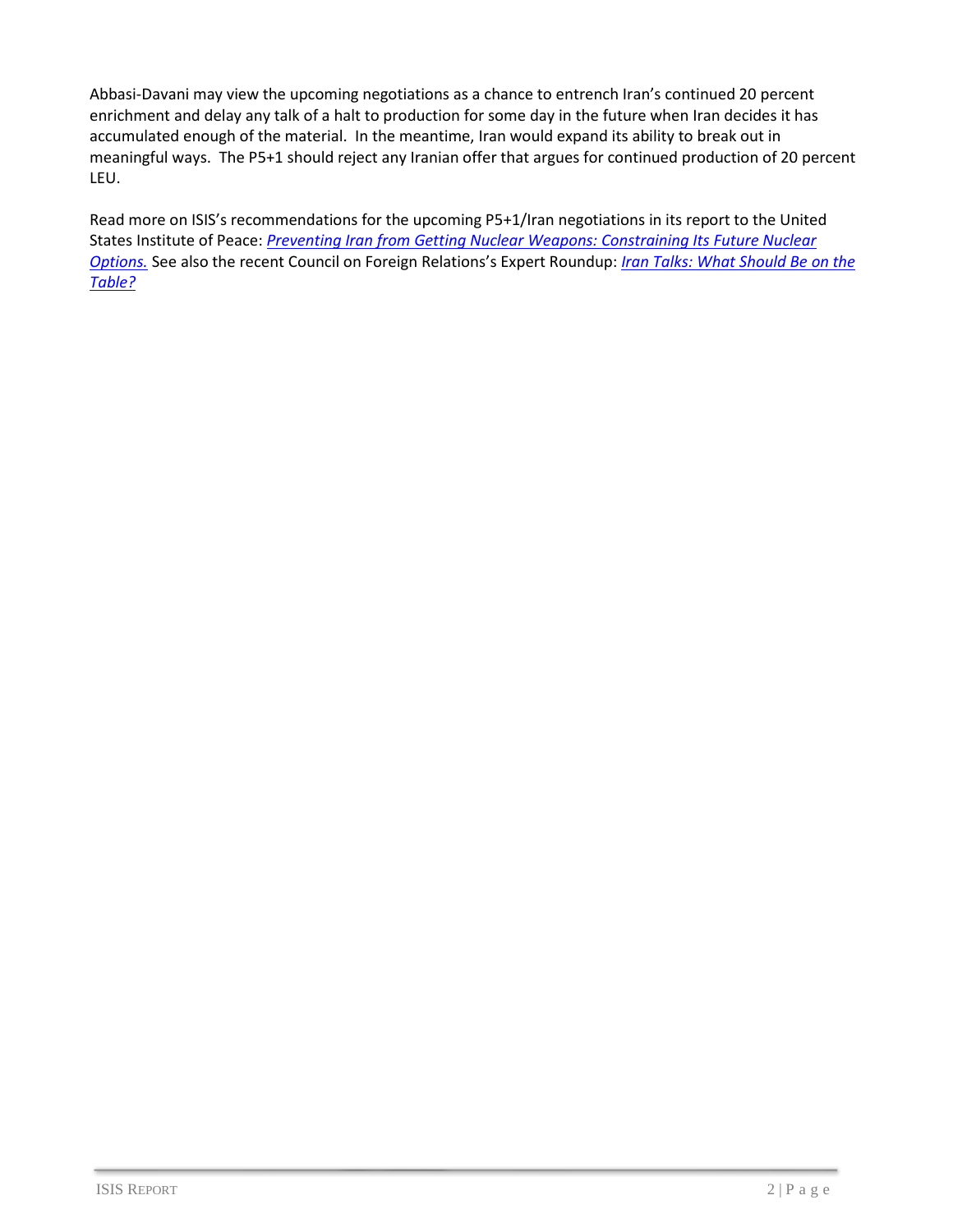Abbasi-Davani may view the upcoming negotiations as a chance to entrench Iran's continued 20 percent enrichment and delay any talk of a halt to production for some day in the future when Iran decides it has accumulated enough of the material. In the meantime, Iran would expand its ability to break out in meaningful ways. The P5+1 should reject any Iranian offer that argues for continued production of 20 percent LEU.

Read more on ISIS's recommendations for the upcoming P5+1/Iran negotiations in its report to the United States Institute of Peace: *Preventing Iran from Getting Nuclear Weapons: Constraining Its Future Nuclear Options.* See also the recent Council on Foreign Relations's Expert Roundup: *Iran Talks: What Should Be on the Table?*